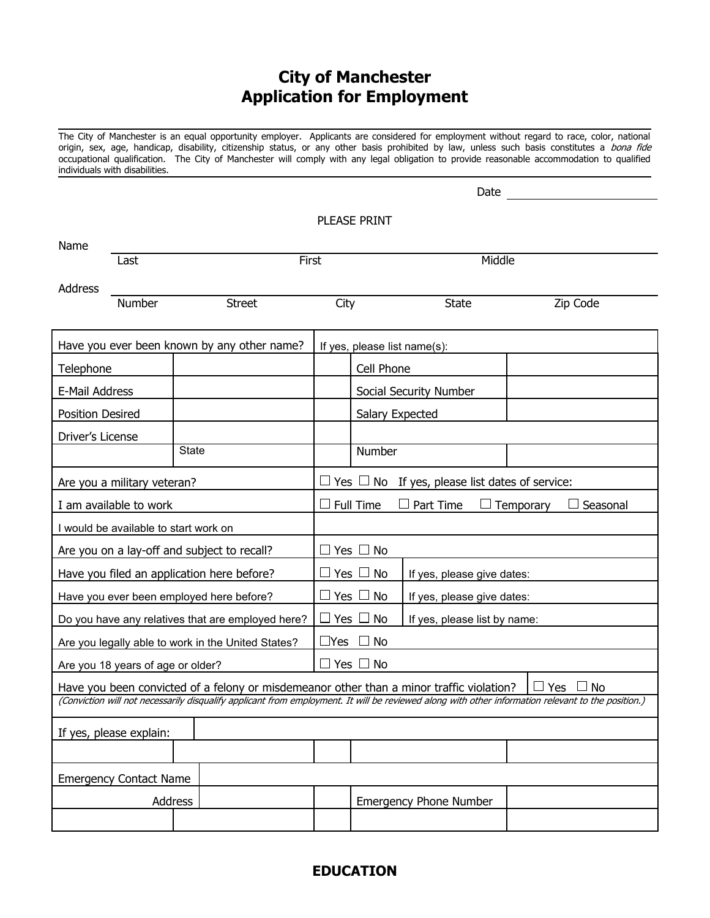# City of Manchester
# Application for Employment

The City of Manchester is an equal opportunity employer. Applicants are considered for employment without regard to race, color, national origin, sex, age, handicap, disability, citizenship status, or any other basis prohibited by law, unless such basis constitutes a *bona fide* occupational qualification. The City of Manchester will comply with any legal obligation to provide reasonable accommodation to qualified individuals with disabilities.

Date ______________________

PLEASE PRINT

Name ____________________________________________________________
Last First Middle

Address ____________________________________________________________
Number Street City State Zip Code

| | | | | |
|---|---|---|---|---|
| Have you ever been known by any other name? | | If yes, please list name(s): | | |
| Telephone | | | Cell Phone | |
| E-Mail Address | | | Social Security Number | |
| Position Desired | | | Salary Expected | |
| Driver's License | | | | |
| | State | | Number | |
| Are you a military veteran? | | ☐ Yes ☐ No If yes, please list dates of service: | | |
| I am available to work | | ☐ Full Time ☐ Part Time ☐ Temporary ☐ Seasonal | | |
| I would be available to start work on | | | | |
| Are you on a lay-off and subject to recall? | | ☐ Yes ☐ No | | |
| Have you filed an application here before? | | ☐ Yes ☐ No | If yes, please give dates: | |
| Have you ever been employed here before? | | ☐ Yes ☐ No | If yes, please give dates: | |
| Do you have any relatives that are employed here? | | ☐ Yes ☐ No | If yes, please list by name: | |
| Are you legally able to work in the United States? | | ☐Yes ☐ No | | |
| Are you 18 years of age or older? | | ☐ Yes ☐ No | | |
| Have you been convicted of a felony or misdemeanor other than a minor traffic violation? | | | | ☐ Yes ☐ No |
| *(Conviction will not necessarily disqualify applicant from employment. It will be reviewed along with other information relevant to the position.)* | | | | |
| If yes, please explain: | | | | |
| | | | | |
| Emergency Contact Name | | | | |
| Address | | | Emergency Phone Number | |
| | | | | |

## EDUCATION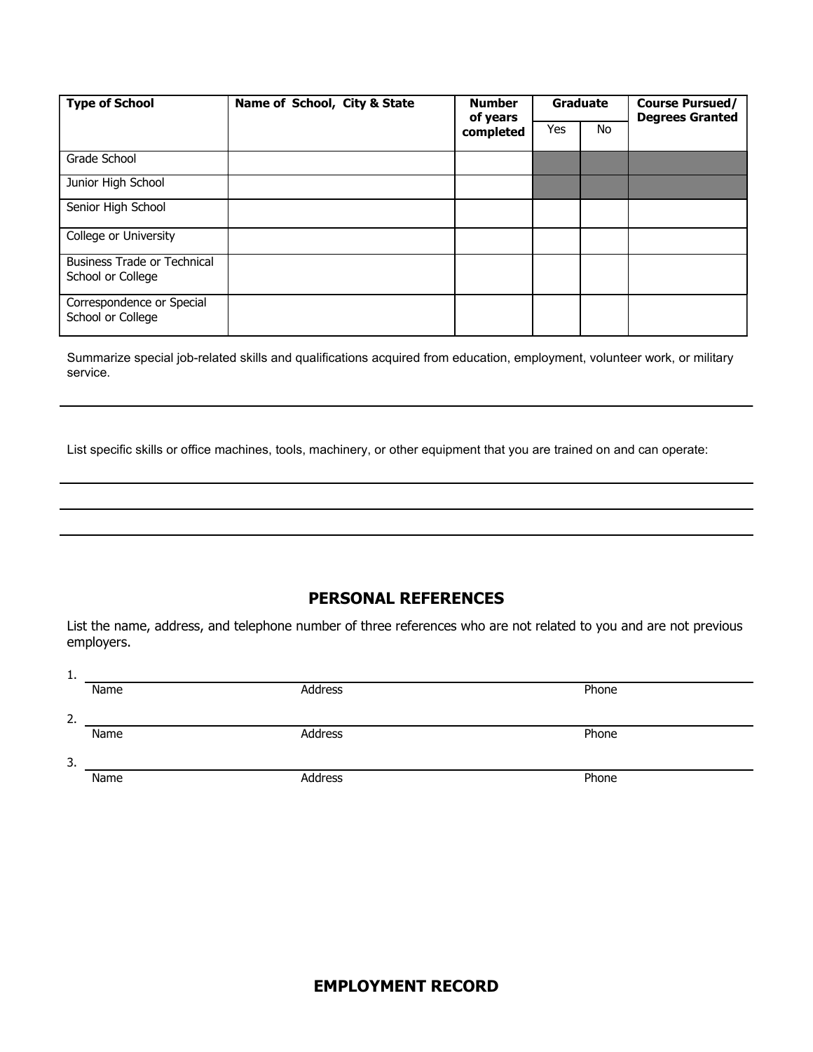| Type of School | Name of School, City & State | Number of years completed | Graduate | | Course Pursued/ Degrees Granted |
|---|---|---|---|---|---|
| | | | Yes | No | |
| Grade School | | | | | |
| Junior High School | | | | | |
| Senior High School | | | | | |
| College or University | | | | | |
| Business Trade or Technical School or College | | | | | |
| Correspondence or Special School or College | | | | | |

Summarize special job-related skills and qualifications acquired from education, employment, volunteer work, or military service.

_______________________________________________

List specific skills or office machines, tools, machinery, or other equipment that you are trained on and can operate:

_______________________________________________

_______________________________________________

_______________________________________________

## PERSONAL REFERENCES

List the name, address, and telephone number of three references who are not related to you and are not previous employers.

1. _______________________________________________
   Name Address Phone

2. _______________________________________________
   Name Address Phone

3. _______________________________________________
   Name Address Phone

## EMPLOYMENT RECORD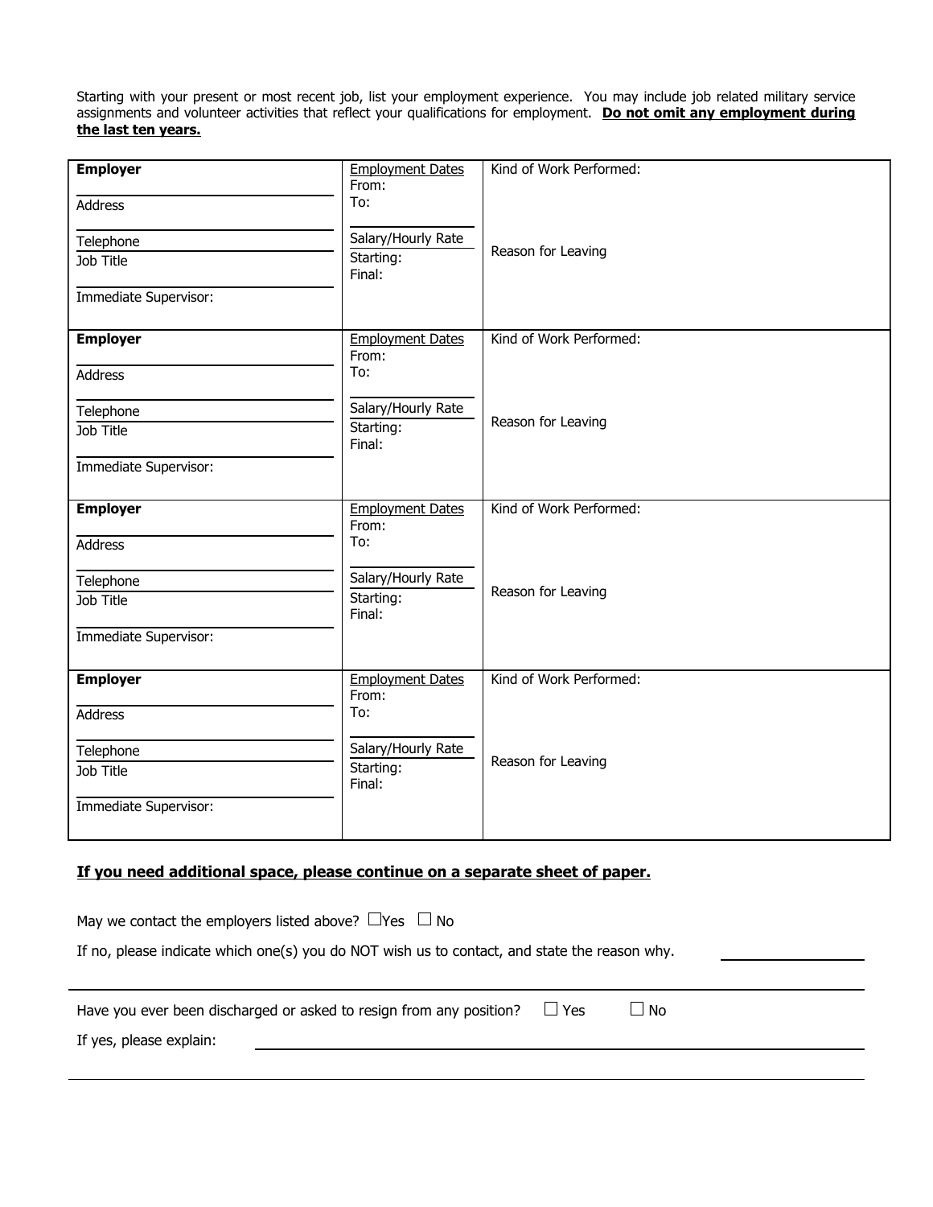Starting with your present or most recent job, list your employment experience. You may include job related military service assignments and volunteer activities that reflect your qualifications for employment. **Do not omit any employment during the last ten years.**

| | | |
|---|---|---|
| **Employer**<br><br>Address<br><br>Telephone<br>Job Title<br><br>Immediate Supervisor: | Employment Dates<br>From:<br>To:<br><br>Salary/Hourly Rate<br>Starting:<br>Final: | Kind of Work Performed:<br><br><br>Reason for Leaving |
| **Employer**<br><br>Address<br><br>Telephone<br>Job Title<br><br>Immediate Supervisor: | Employment Dates<br>From:<br>To:<br><br>Salary/Hourly Rate<br>Starting:<br>Final: | Kind of Work Performed:<br><br><br>Reason for Leaving |
| **Employer**<br><br>Address<br><br>Telephone<br>Job Title<br><br>Immediate Supervisor: | Employment Dates<br>From:<br>To:<br><br>Salary/Hourly Rate<br>Starting:<br>Final: | Kind of Work Performed:<br><br><br>Reason for Leaving |
| **Employer**<br><br>Address<br><br>Telephone<br>Job Title<br><br>Immediate Supervisor: | Employment Dates<br>From:<br>To:<br><br>Salary/Hourly Rate<br>Starting:<br>Final: | Kind of Work Performed:<br><br><br>Reason for Leaving |

**If you need additional space, please continue on a separate sheet of paper.**

May we contact the employers listed above? ☐Yes ☐ No

If no, please indicate which one(s) you do NOT wish us to contact, and state the reason why. ______________

______________________________________________________________________________

Have you ever been discharged or asked to resign from any position? ☐ Yes ☐ No

If yes, please explain: ______________________________________________________________

______________________________________________________________________________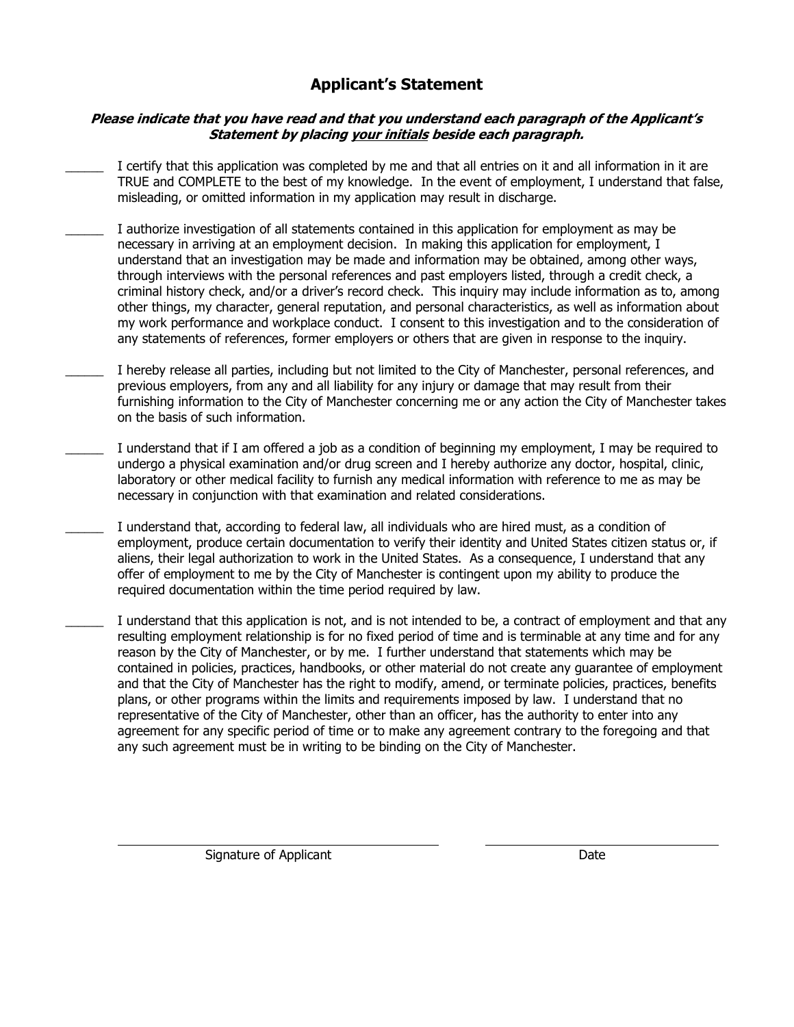## Applicant's Statement

***Please indicate that you have read and that you understand each paragraph of the Applicant's Statement by placing <u>your initials</u> beside each paragraph.***

______ I certify that this application was completed by me and that all entries on it and all information in it are TRUE and COMPLETE to the best of my knowledge. In the event of employment, I understand that false, misleading, or omitted information in my application may result in discharge.

______ I authorize investigation of all statements contained in this application for employment as may be necessary in arriving at an employment decision. In making this application for employment, I understand that an investigation may be made and information may be obtained, among other ways, through interviews with the personal references and past employers listed, through a credit check, a criminal history check, and/or a driver's record check. This inquiry may include information as to, among other things, my character, general reputation, and personal characteristics, as well as information about my work performance and workplace conduct. I consent to this investigation and to the consideration of any statements of references, former employers or others that are given in response to the inquiry.

______ I hereby release all parties, including but not limited to the City of Manchester, personal references, and previous employers, from any and all liability for any injury or damage that may result from their furnishing information to the City of Manchester concerning me or any action the City of Manchester takes on the basis of such information.

______ I understand that if I am offered a job as a condition of beginning my employment, I may be required to undergo a physical examination and/or drug screen and I hereby authorize any doctor, hospital, clinic, laboratory or other medical facility to furnish any medical information with reference to me as may be necessary in conjunction with that examination and related considerations.

______ I understand that, according to federal law, all individuals who are hired must, as a condition of employment, produce certain documentation to verify their identity and United States citizen status or, if aliens, their legal authorization to work in the United States. As a consequence, I understand that any offer of employment to me by the City of Manchester is contingent upon my ability to produce the required documentation within the time period required by law.

______ I understand that this application is not, and is not intended to be, a contract of employment and that any resulting employment relationship is for no fixed period of time and is terminable at any time and for any reason by the City of Manchester, or by me. I further understand that statements which may be contained in policies, practices, handbooks, or other material do not create any guarantee of employment and that the City of Manchester has the right to modify, amend, or terminate policies, practices, benefits plans, or other programs within the limits and requirements imposed by law. I understand that no representative of the City of Manchester, other than an officer, has the authority to enter into any agreement for any specific period of time or to make any agreement contrary to the foregoing and that any such agreement must be in writing to be binding on the City of Manchester.

______________________________ ______________________

Signature of Applicant Date